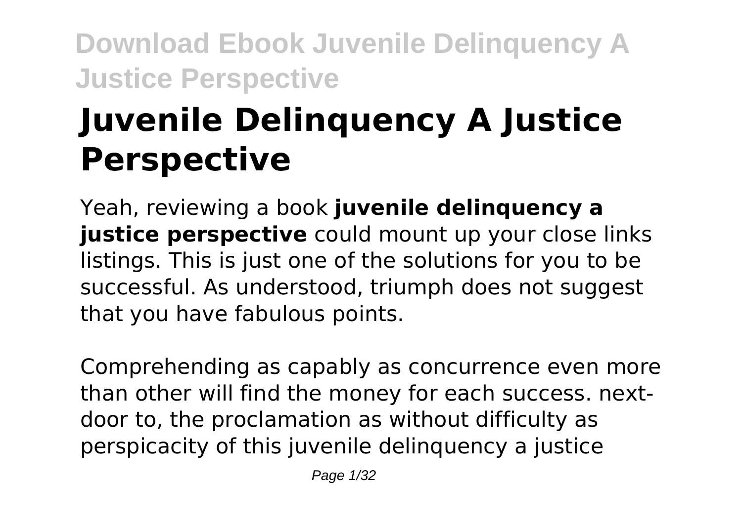# Juvenile Delinquency A Justice Perspective

Yeah, reviewing a book **juvenile delinquency a justice perspective** could mount up your close links listings. This is just one of the solutions for you to be successful. As understood, triumph does not suggest that you have fabulous points.

Comprehending as capably as concurrence even more than other will find the money for each success. next-door to, the proclamation as without difficulty as perspicacity of this juvenile delinquency a justice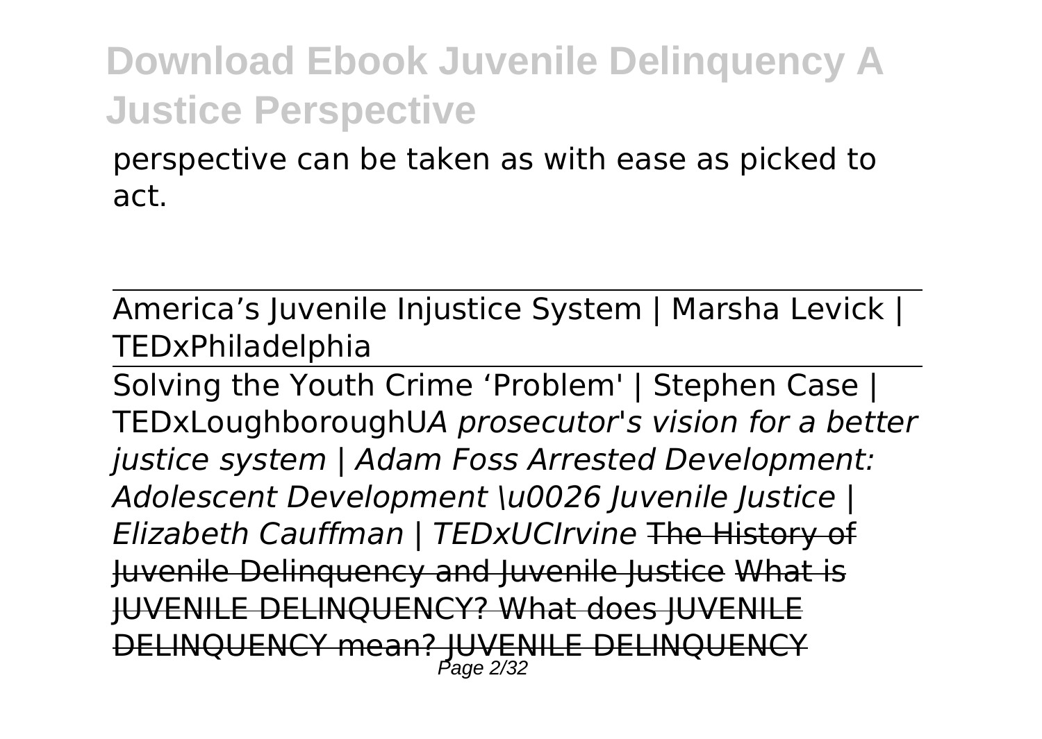perspective can be taken as with ease as picked to act.

America’s Juvenile Injustice System | Marsha Levick | TEDxPhiladelphia

Solving the Youth Crime ‘Problem' | Stephen Case | TEDxLoughboroughU*A prosecutor's vision for a better justice system | Adam Foss Arrested Development: Adolescent Development \u0026 Juvenile Justice | Elizabeth Cauffman | TEDxUCIrvine* ~~The History of Juvenile Delinquency and Juvenile Justice What is JUVENILE DELINQUENCY? What does JUVENILE DELINQUENCY mean? JUVENILE DELINQUENCY~~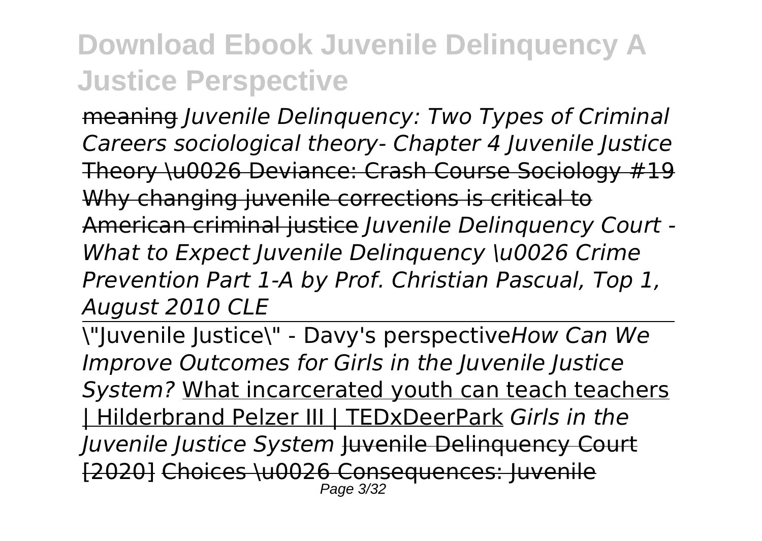meaning *Juvenile Delinquency: Two Types of Criminal Careers sociological theory- Chapter 4 Juvenile Justice* Theory \u0026 Deviance: Crash Course Sociology #19 Why changing juvenile corrections is critical to American criminal justice *Juvenile Delinquency Court - What to Expect Juvenile Delinquency \u0026 Crime Prevention Part 1-A by Prof. Christian Pascual, Top 1, August 2010 CLE*

\"Juvenile Justice\" - Davy's perspective *How Can We Improve Outcomes for Girls in the Juvenile Justice System?* What incarcerated youth can teach teachers | Hilderbrand Pelzer III | TEDxDeerPark *Girls in the Juvenile Justice System* Juvenile Delinquency Court [2020] Choices \u0026 Consequences: Juvenile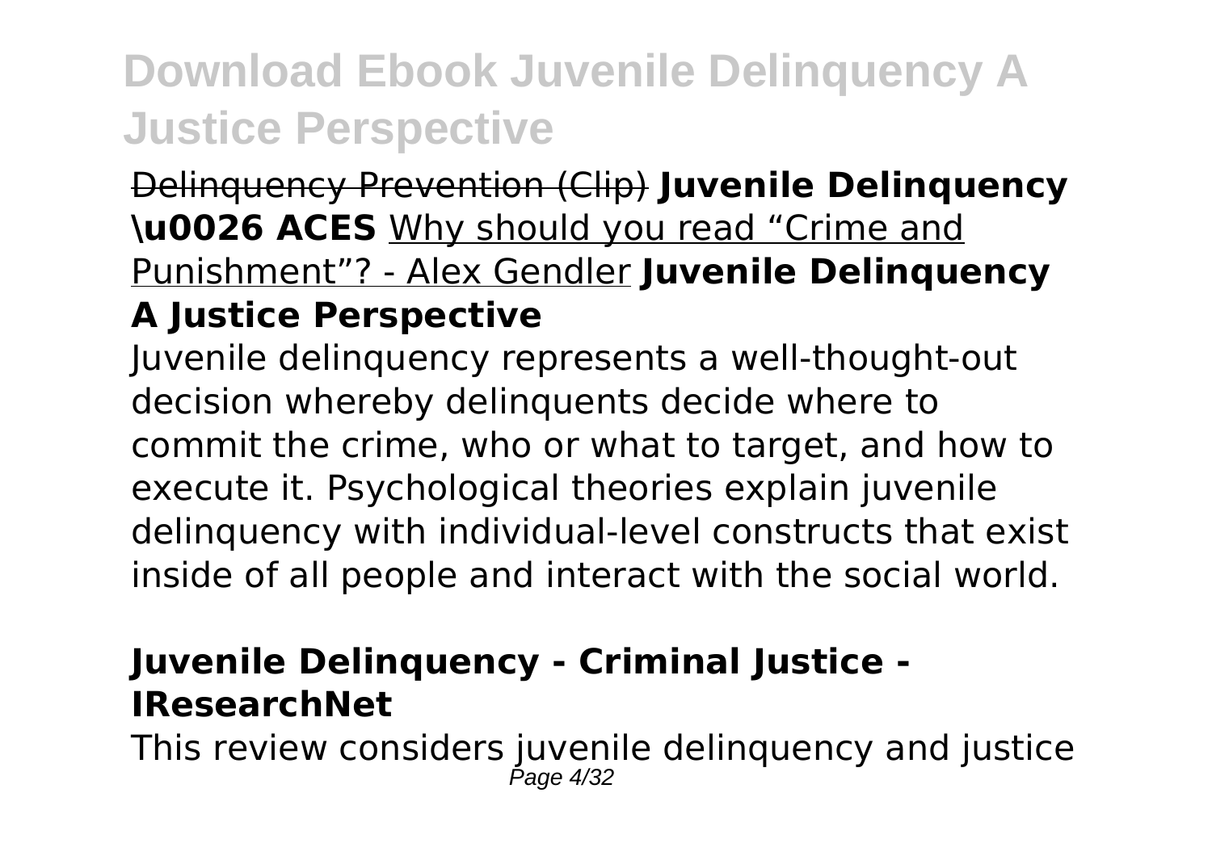Delinquency Prevention (Clip) **Juvenile Delinquency \u0026 ACES** Why should you read "Crime and Punishment"? - Alex Gendler **Juvenile Delinquency A Justice Perspective**

Juvenile delinquency represents a well-thought-out decision whereby delinquents decide where to commit the crime, who or what to target, and how to execute it. Psychological theories explain juvenile delinquency with individual-level constructs that exist inside of all people and interact with the social world.

### Juvenile Delinquency - Criminal Justice - IResearchNet

This review considers juvenile delinquency and justice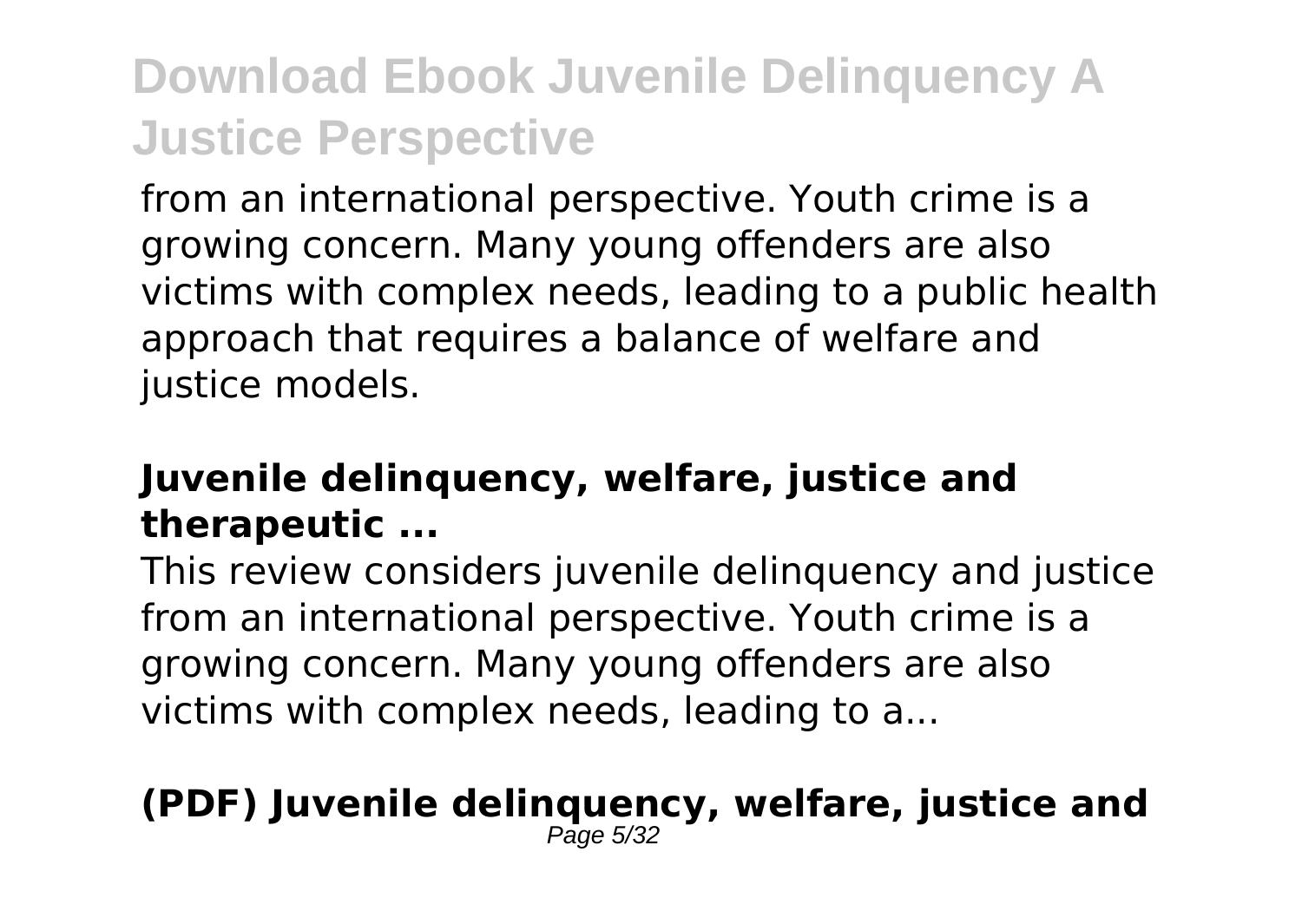from an international perspective. Youth crime is a growing concern. Many young offenders are also victims with complex needs, leading to a public health approach that requires a balance of welfare and justice models.

**Juvenile delinquency, welfare, justice and therapeutic ...**

This review considers juvenile delinquency and justice from an international perspective. Youth crime is a growing concern. Many young offenders are also victims with complex needs, leading to a...

**(PDF) Juvenile delinquency, welfare, justice and**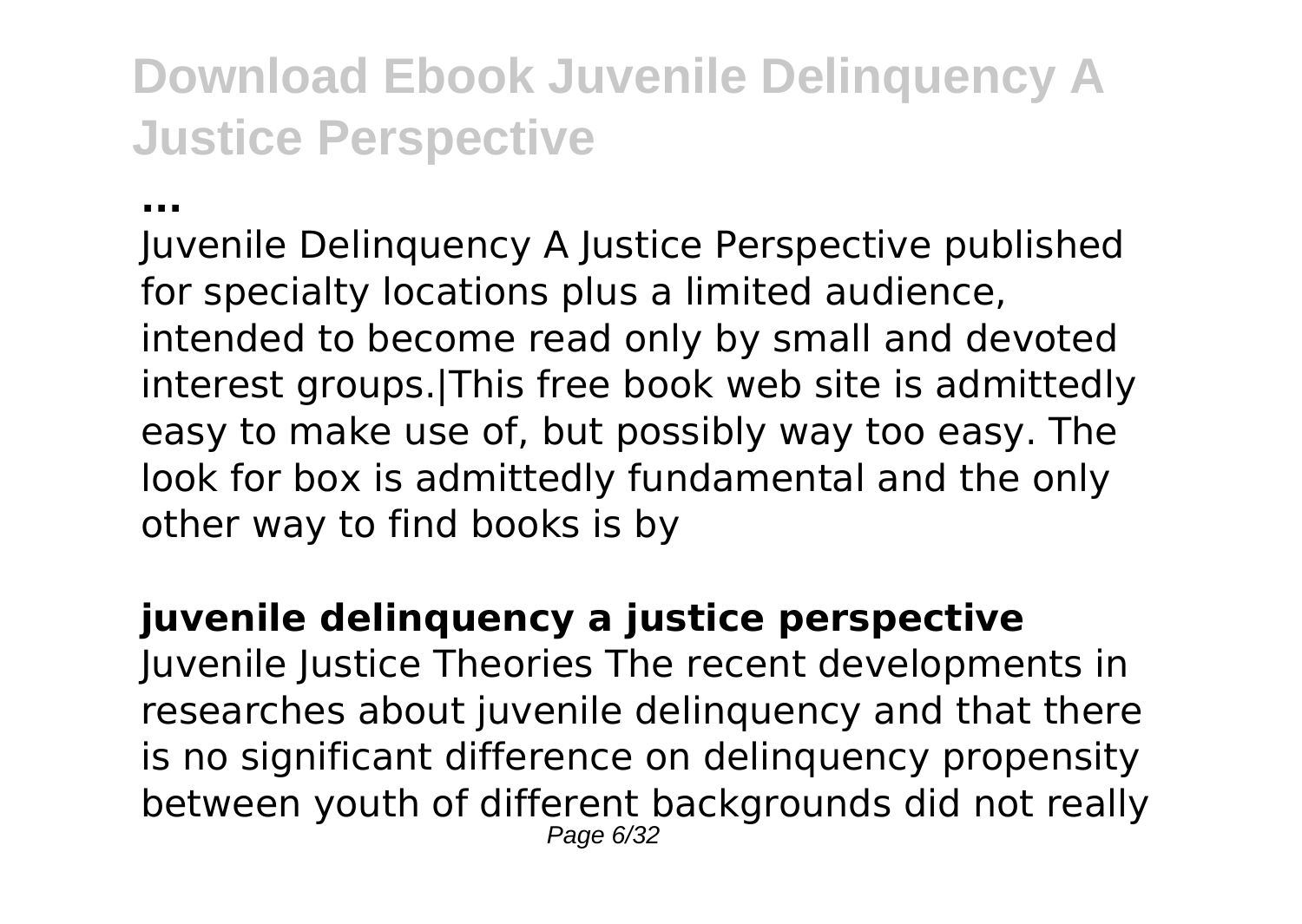**...**

Juvenile Delinquency A Justice Perspective published for specialty locations plus a limited audience, intended to become read only by small and devoted interest groups.|This free book web site is admittedly easy to make use of, but possibly way too easy. The look for box is admittedly fundamental and the only other way to find books is by

**juvenile delinquency a justice perspective**

Juvenile Justice Theories The recent developments in researches about juvenile delinquency and that there is no significant difference on delinquency propensity between youth of different backgrounds did not really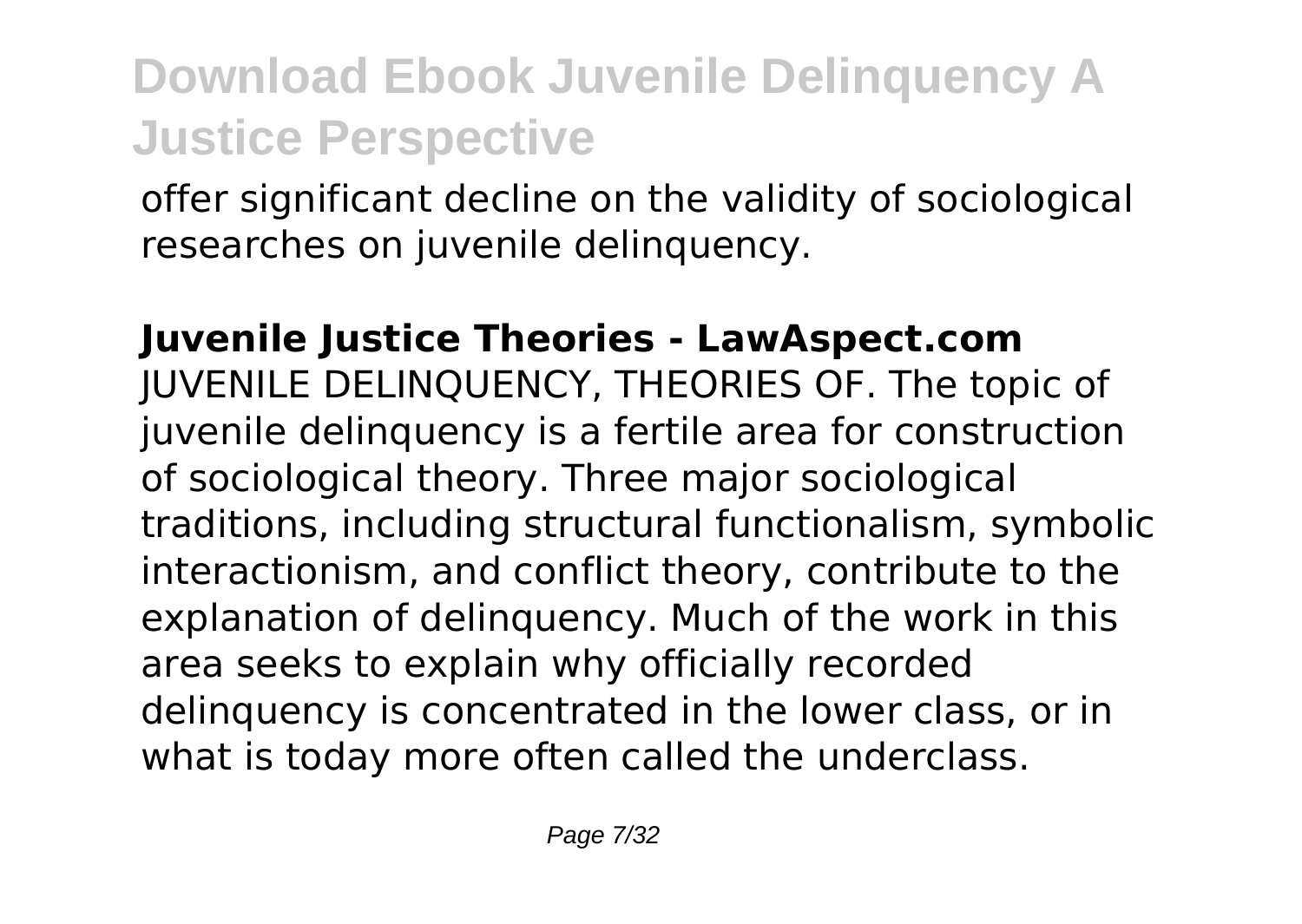offer significant decline on the validity of sociological researches on juvenile delinquency.

**Juvenile Justice Theories - LawAspect.com**

JUVENILE DELINQUENCY, THEORIES OF. The topic of juvenile delinquency is a fertile area for construction of sociological theory. Three major sociological traditions, including structural functionalism, symbolic interactionism, and conflict theory, contribute to the explanation of delinquency. Much of the work in this area seeks to explain why officially recorded delinquency is concentrated in the lower class, or in what is today more often called the underclass.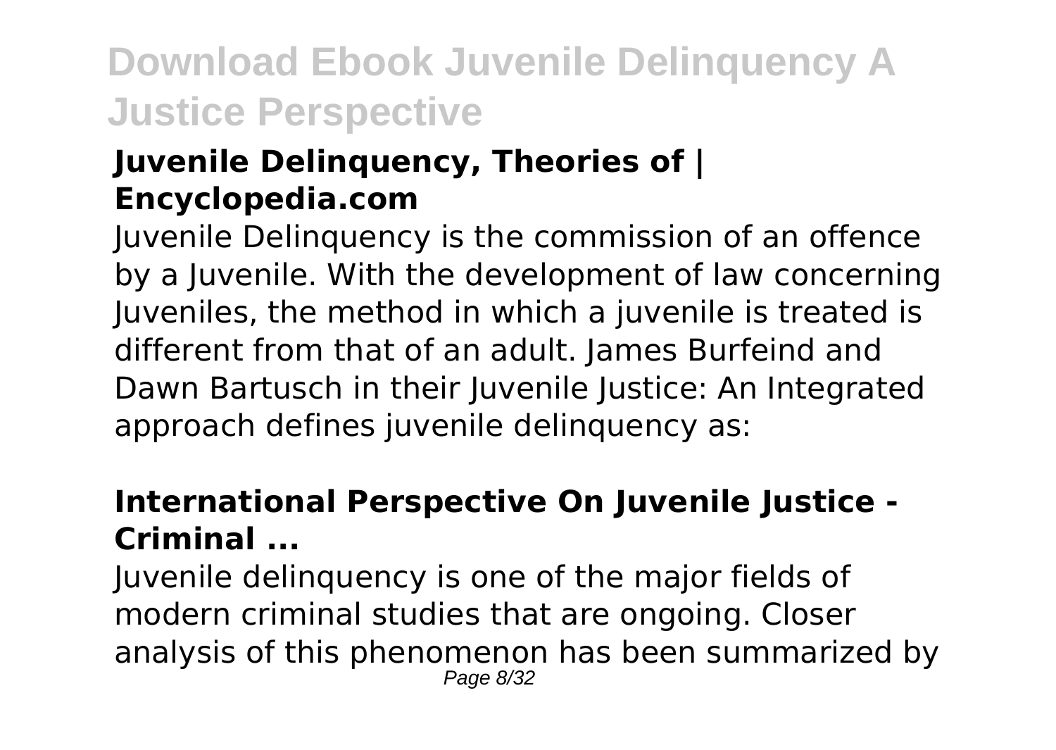### Juvenile Delinquency, Theories of | Encyclopedia.com

Juvenile Delinquency is the commission of an offence by a Juvenile. With the development of law concerning Juveniles, the method in which a juvenile is treated is different from that of an adult. James Burfeind and Dawn Bartusch in their Juvenile Justice: An Integrated approach defines juvenile delinquency as:

### International Perspective On Juvenile Justice - Criminal ...

Juvenile delinquency is one of the major fields of modern criminal studies that are ongoing. Closer analysis of this phenomenon has been summarized by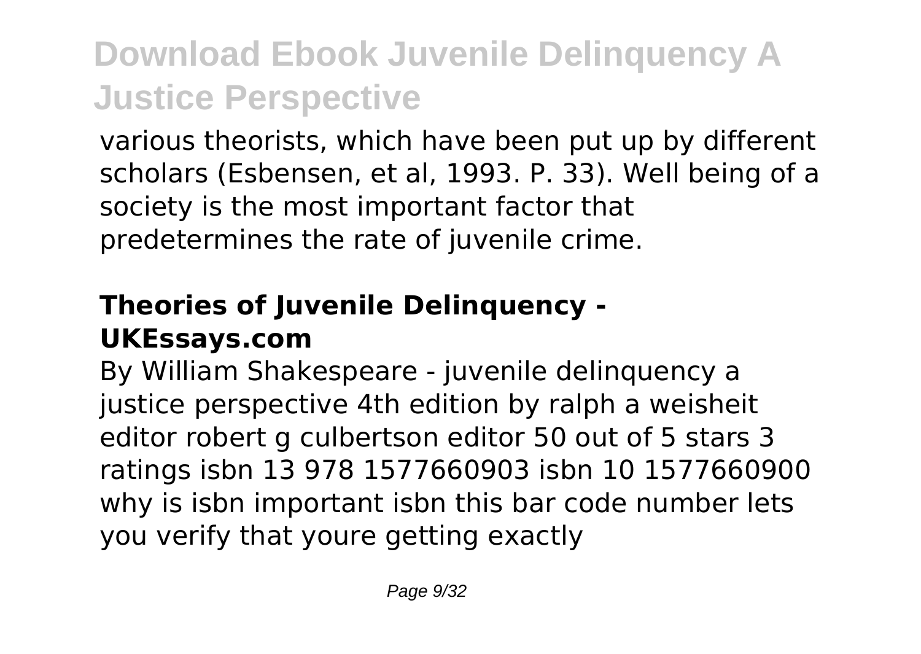various theorists, which have been put up by different scholars (Esbensen, et al, 1993. P. 33). Well being of a society is the most important factor that predetermines the rate of juvenile crime.

## Theories of Juvenile Delinquency - UKEssays.com

By William Shakespeare - juvenile delinquency a justice perspective 4th edition by ralph a weisheit editor robert g culbertson editor 50 out of 5 stars 3 ratings isbn 13 978 1577660903 isbn 10 1577660900 why is isbn important isbn this bar code number lets you verify that youre getting exactly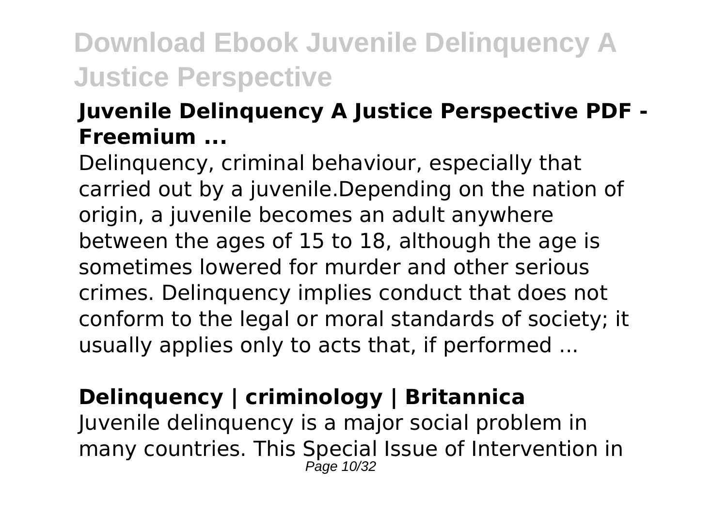### Juvenile Delinquency A Justice Perspective PDF - Freemium ...

Delinquency, criminal behaviour, especially that carried out by a juvenile.Depending on the nation of origin, a juvenile becomes an adult anywhere between the ages of 15 to 18, although the age is sometimes lowered for murder and other serious crimes. Delinquency implies conduct that does not conform to the legal or moral standards of society; it usually applies only to acts that, if performed ...

### Delinquency | criminology | Britannica

Juvenile delinquency is a major social problem in many countries. This Special Issue of Intervention in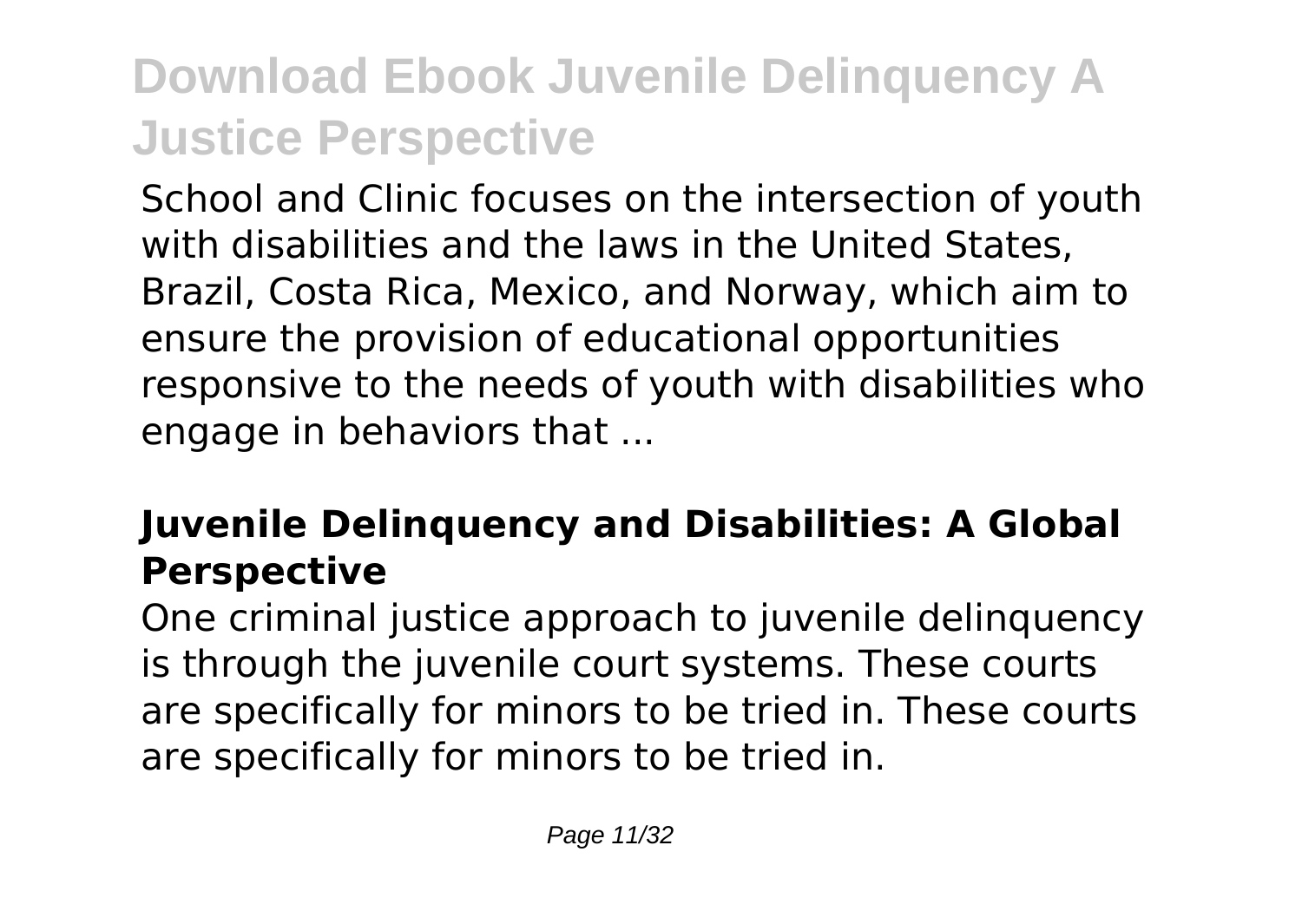School and Clinic focuses on the intersection of youth with disabilities and the laws in the United States, Brazil, Costa Rica, Mexico, and Norway, which aim to ensure the provision of educational opportunities responsive to the needs of youth with disabilities who engage in behaviors that ...

### **Juvenile Delinquency and Disabilities: A Global Perspective**

One criminal justice approach to juvenile delinquency is through the juvenile court systems. These courts are specifically for minors to be tried in. These courts are specifically for minors to be tried in.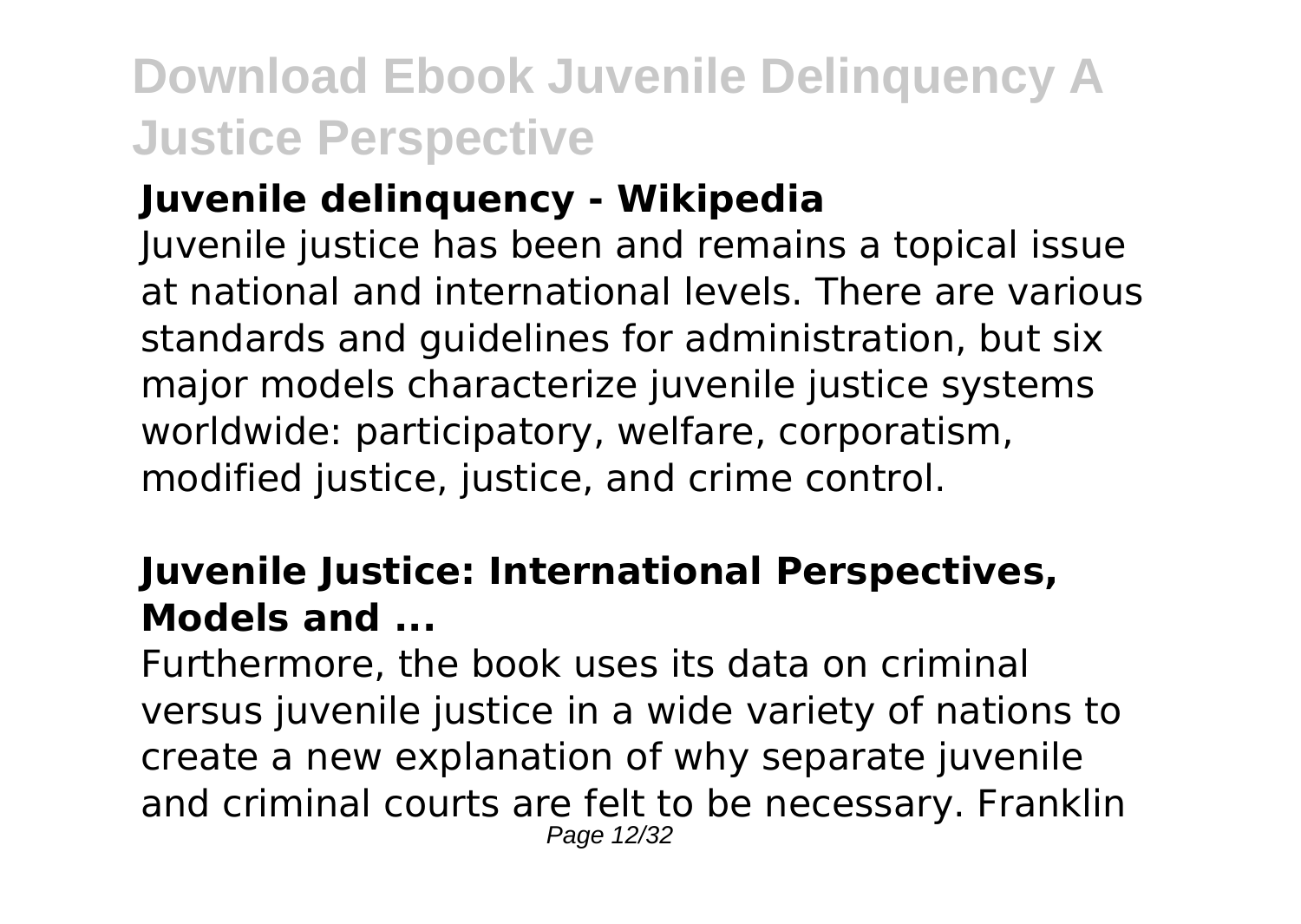## Juvenile delinquency - Wikipedia

Juvenile justice has been and remains a topical issue at national and international levels. There are various standards and guidelines for administration, but six major models characterize juvenile justice systems worldwide: participatory, welfare, corporatism, modified justice, justice, and crime control.

## Juvenile Justice: International Perspectives, Models and ...

Furthermore, the book uses its data on criminal versus juvenile justice in a wide variety of nations to create a new explanation of why separate juvenile and criminal courts are felt to be necessary. Franklin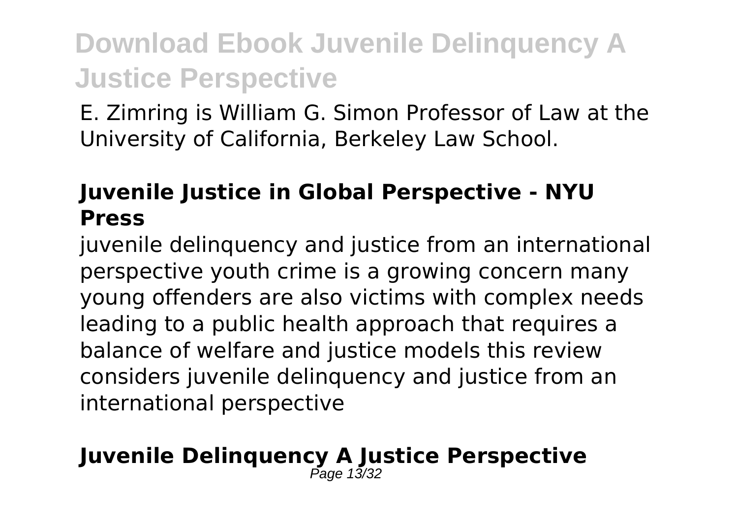E. Zimring is William G. Simon Professor of Law at the University of California, Berkeley Law School.

## Juvenile Justice in Global Perspective - NYU Press

juvenile delinquency and justice from an international perspective youth crime is a growing concern many young offenders are also victims with complex needs leading to a public health approach that requires a balance of welfare and justice models this review considers juvenile delinquency and justice from an international perspective

## Juvenile Delinquency A Justice Perspective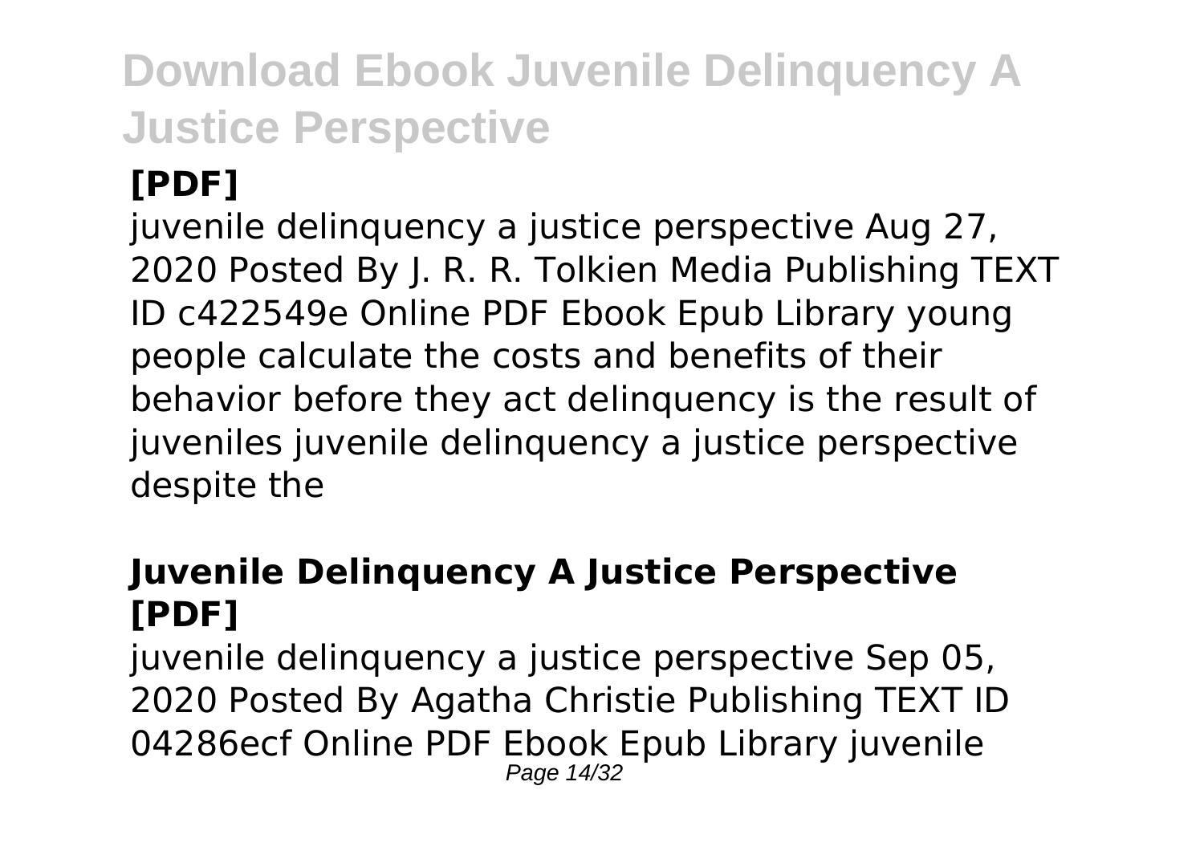## [PDF]

juvenile delinquency a justice perspective Aug 27, 2020 Posted By J. R. R. Tolkien Media Publishing TEXT ID c422549e Online PDF Ebook Epub Library young people calculate the costs and benefits of their behavior before they act delinquency is the result of juveniles juvenile delinquency a justice perspective despite the

### Juvenile Delinquency A Justice Perspective [PDF]

juvenile delinquency a justice perspective Sep 05, 2020 Posted By Agatha Christie Publishing TEXT ID 04286ecf Online PDF Ebook Epub Library juvenile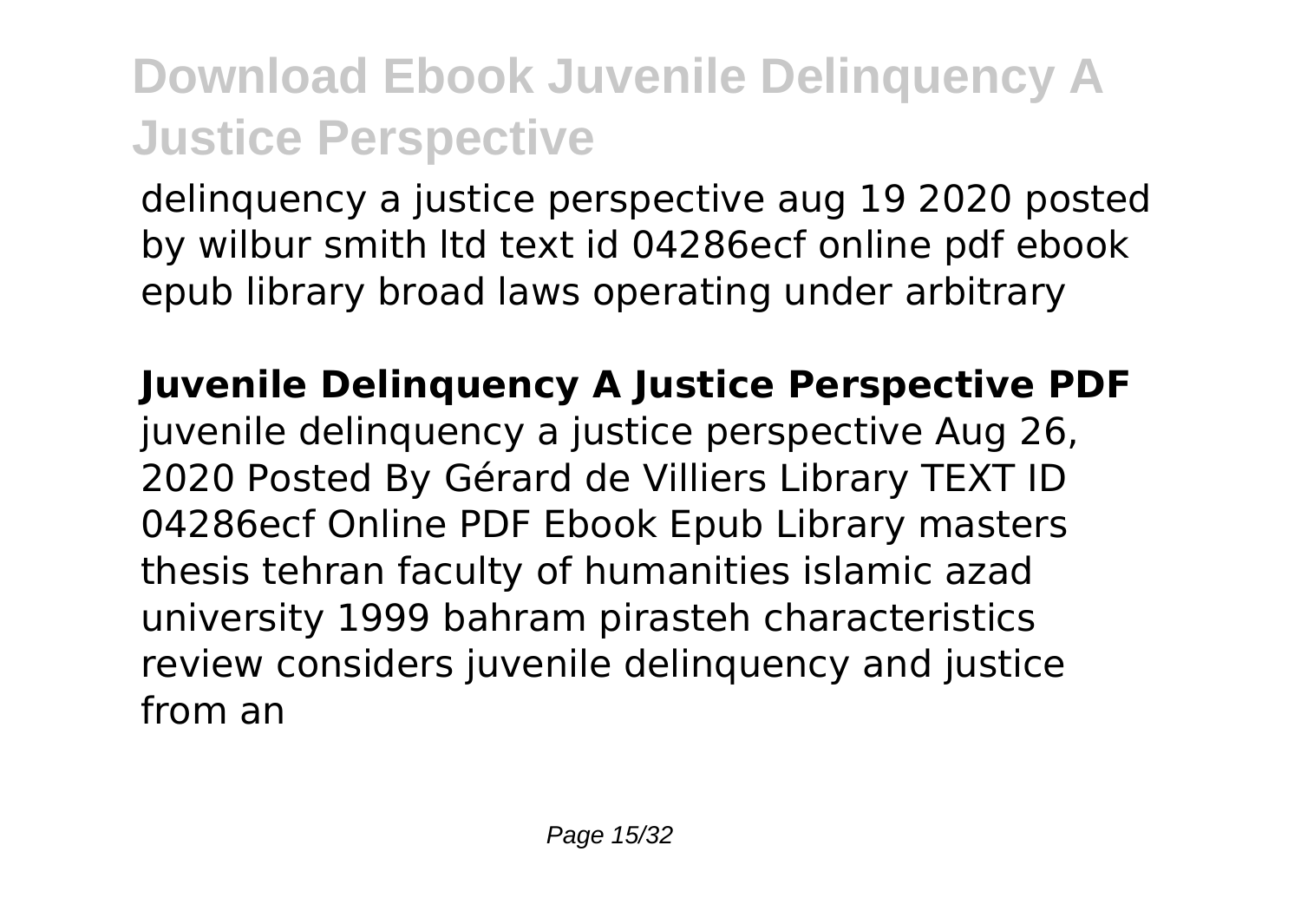delinquency a justice perspective aug 19 2020 posted by wilbur smith ltd text id 04286ecf online pdf ebook epub library broad laws operating under arbitrary

**Juvenile Delinquency A Justice Perspective PDF**
juvenile delinquency a justice perspective Aug 26, 2020 Posted By Gérard de Villiers Library TEXT ID 04286ecf Online PDF Ebook Epub Library masters thesis tehran faculty of humanities islamic azad university 1999 bahram pirasteh characteristics review considers juvenile delinquency and justice from an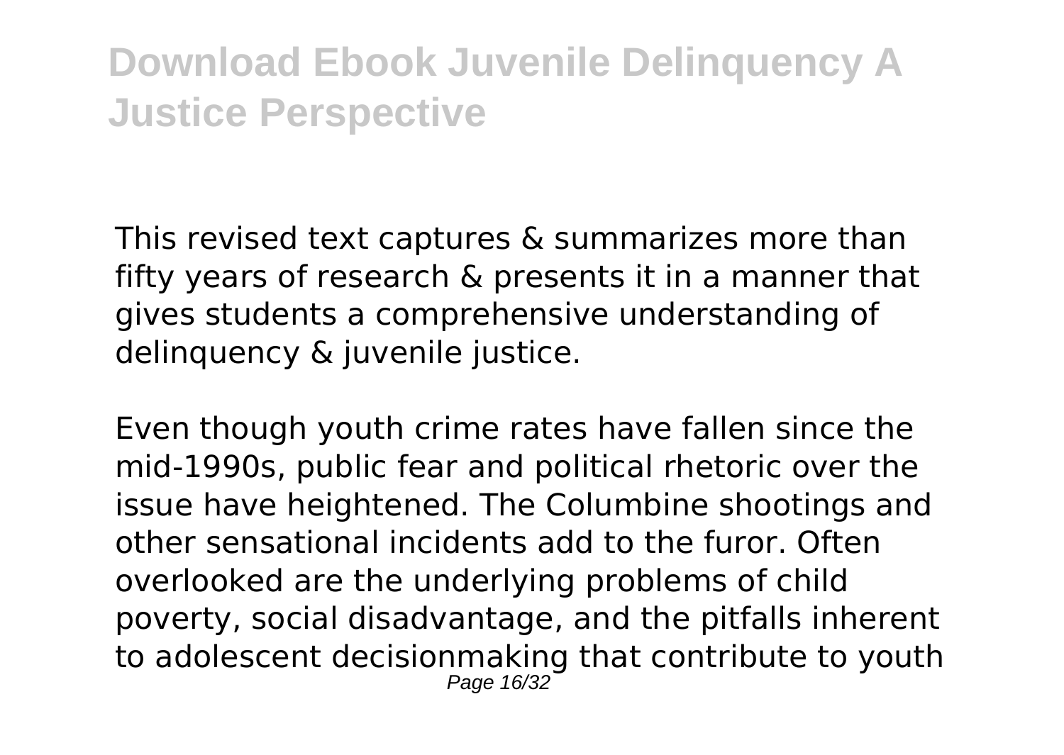This revised text captures & summarizes more than fifty years of research & presents it in a manner that gives students a comprehensive understanding of delinquency & juvenile justice.

Even though youth crime rates have fallen since the mid-1990s, public fear and political rhetoric over the issue have heightened. The Columbine shootings and other sensational incidents add to the furor. Often overlooked are the underlying problems of child poverty, social disadvantage, and the pitfalls inherent to adolescent decisionmaking that contribute to youth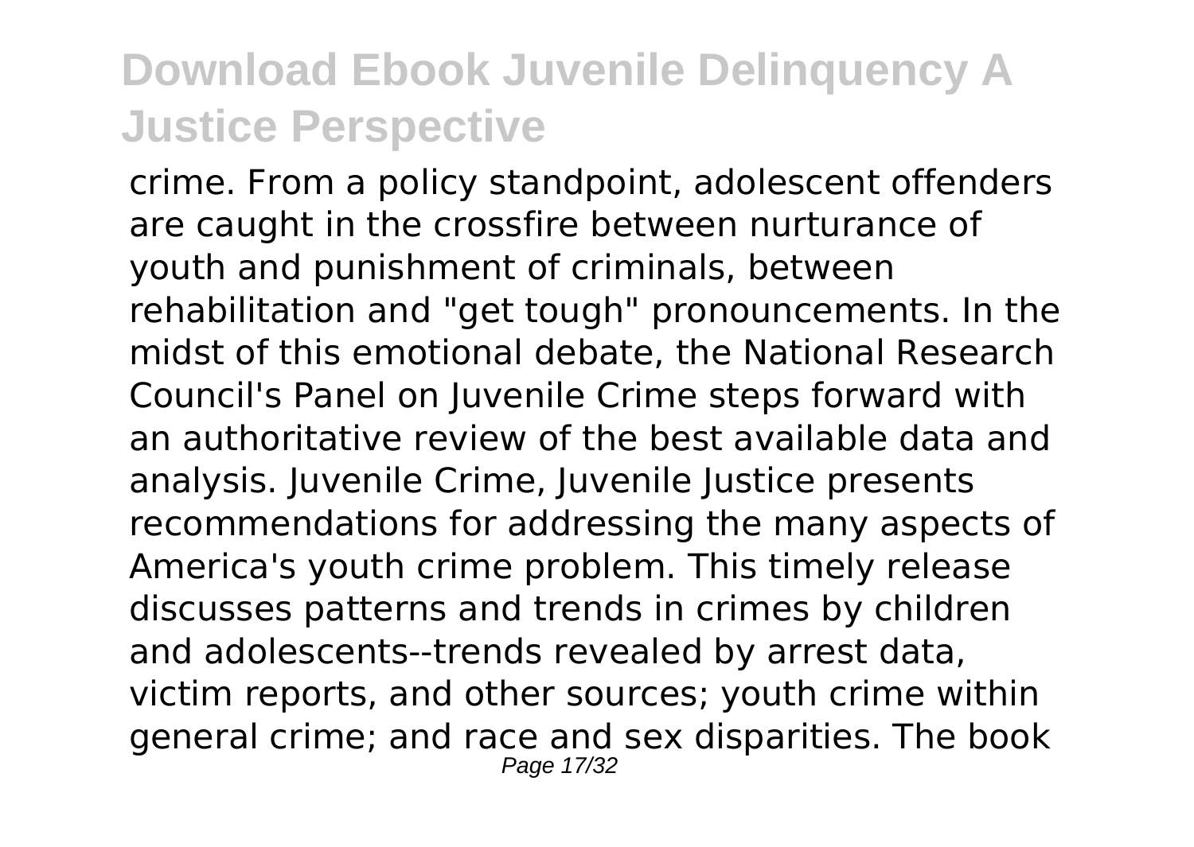crime. From a policy standpoint, adolescent offenders are caught in the crossfire between nurturance of youth and punishment of criminals, between rehabilitation and "get tough" pronouncements. In the midst of this emotional debate, the National Research Council's Panel on Juvenile Crime steps forward with an authoritative review of the best available data and analysis. Juvenile Crime, Juvenile Justice presents recommendations for addressing the many aspects of America's youth crime problem. This timely release discusses patterns and trends in crimes by children and adolescents--trends revealed by arrest data, victim reports, and other sources; youth crime within general crime; and race and sex disparities. The book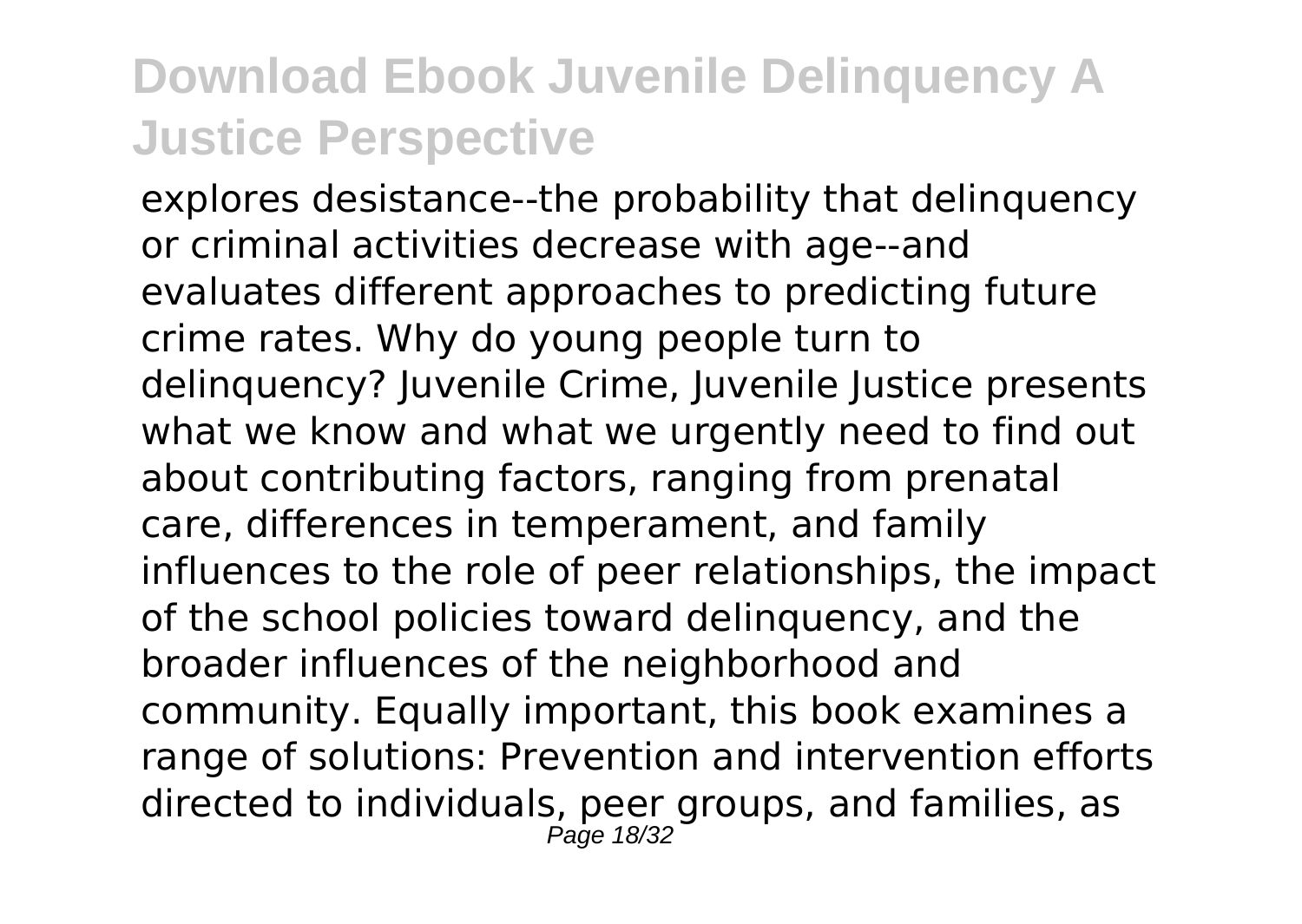explores desistance--the probability that delinquency or criminal activities decrease with age--and evaluates different approaches to predicting future crime rates. Why do young people turn to delinquency? Juvenile Crime, Juvenile Justice presents what we know and what we urgently need to find out about contributing factors, ranging from prenatal care, differences in temperament, and family influences to the role of peer relationships, the impact of the school policies toward delinquency, and the broader influences of the neighborhood and community. Equally important, this book examines a range of solutions: Prevention and intervention efforts directed to individuals, peer groups, and families, as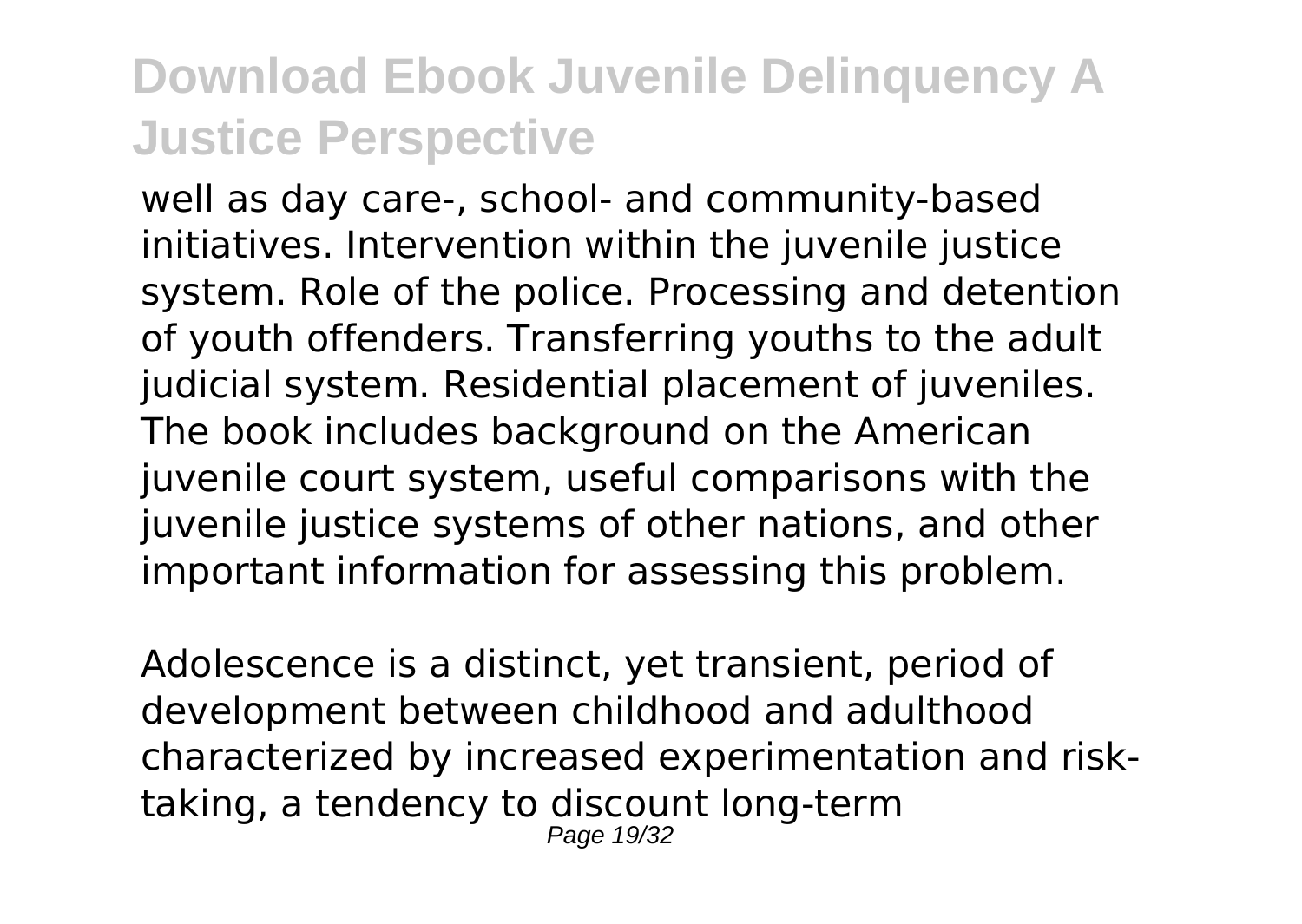well as day care-, school- and community-based initiatives. Intervention within the juvenile justice system. Role of the police. Processing and detention of youth offenders. Transferring youths to the adult judicial system. Residential placement of juveniles. The book includes background on the American juvenile court system, useful comparisons with the juvenile justice systems of other nations, and other important information for assessing this problem.

Adolescence is a distinct, yet transient, period of development between childhood and adulthood characterized by increased experimentation and risk-taking, a tendency to discount long-term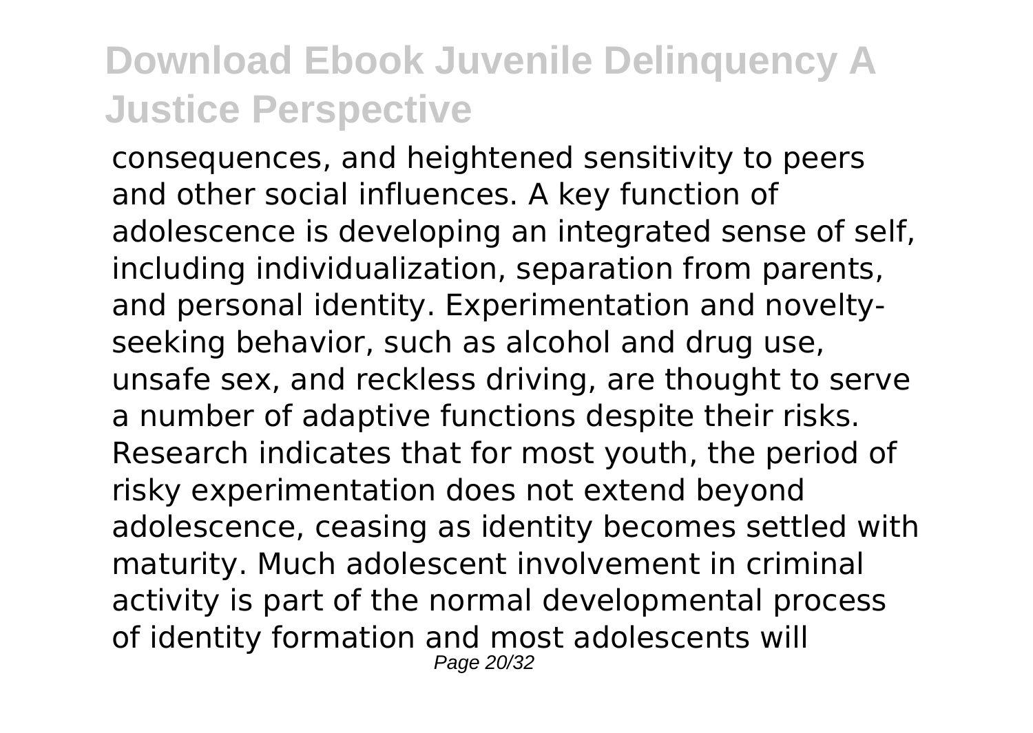consequences, and heightened sensitivity to peers and other social influences. A key function of adolescence is developing an integrated sense of self, including individualization, separation from parents, and personal identity. Experimentation and novelty-seeking behavior, such as alcohol and drug use, unsafe sex, and reckless driving, are thought to serve a number of adaptive functions despite their risks. Research indicates that for most youth, the period of risky experimentation does not extend beyond adolescence, ceasing as identity becomes settled with maturity. Much adolescent involvement in criminal activity is part of the normal developmental process of identity formation and most adolescents will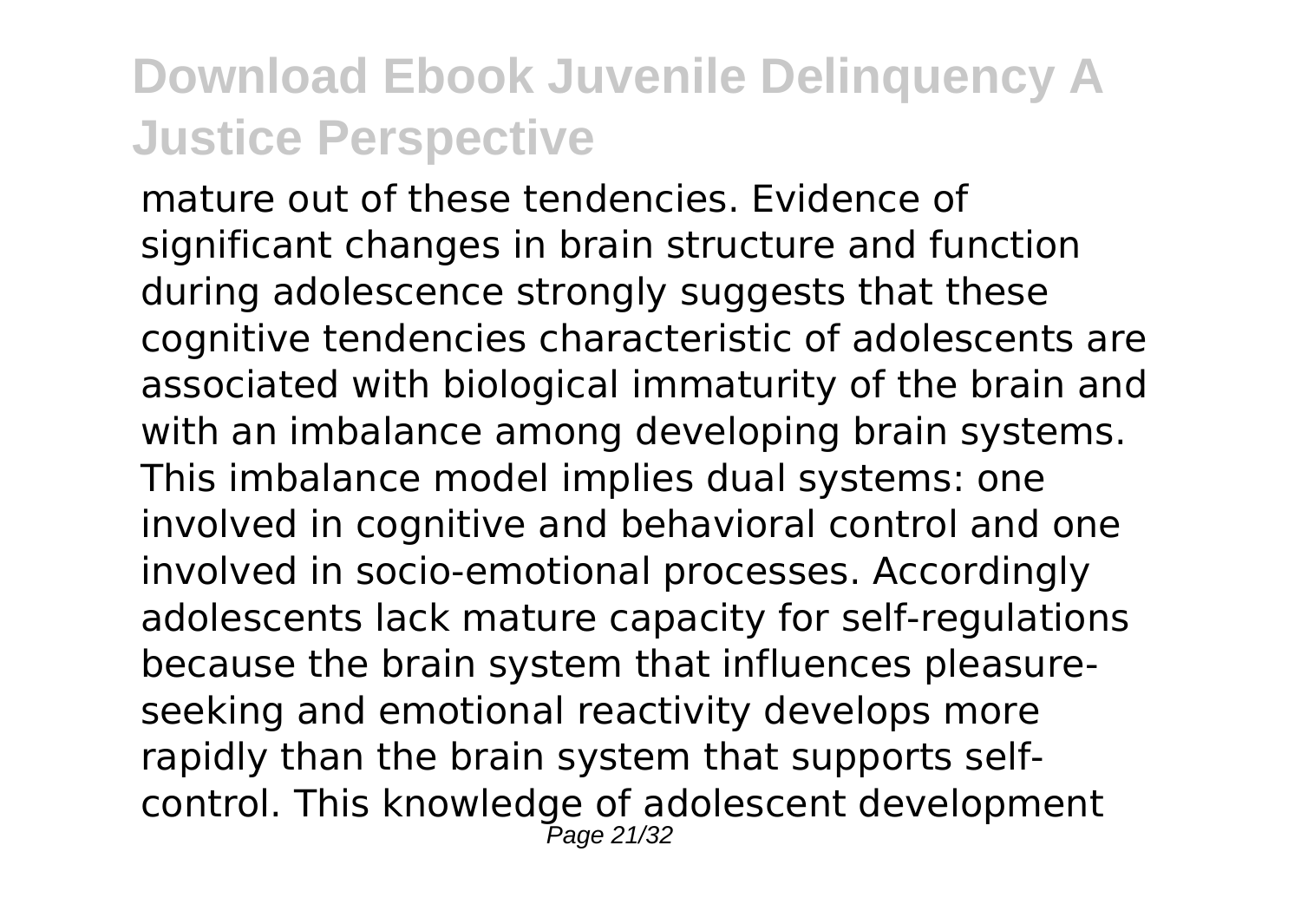mature out of these tendencies. Evidence of significant changes in brain structure and function during adolescence strongly suggests that these cognitive tendencies characteristic of adolescents are associated with biological immaturity of the brain and with an imbalance among developing brain systems. This imbalance model implies dual systems: one involved in cognitive and behavioral control and one involved in socio-emotional processes. Accordingly adolescents lack mature capacity for self-regulations because the brain system that influences pleasure-seeking and emotional reactivity develops more rapidly than the brain system that supports self-control. This knowledge of adolescent development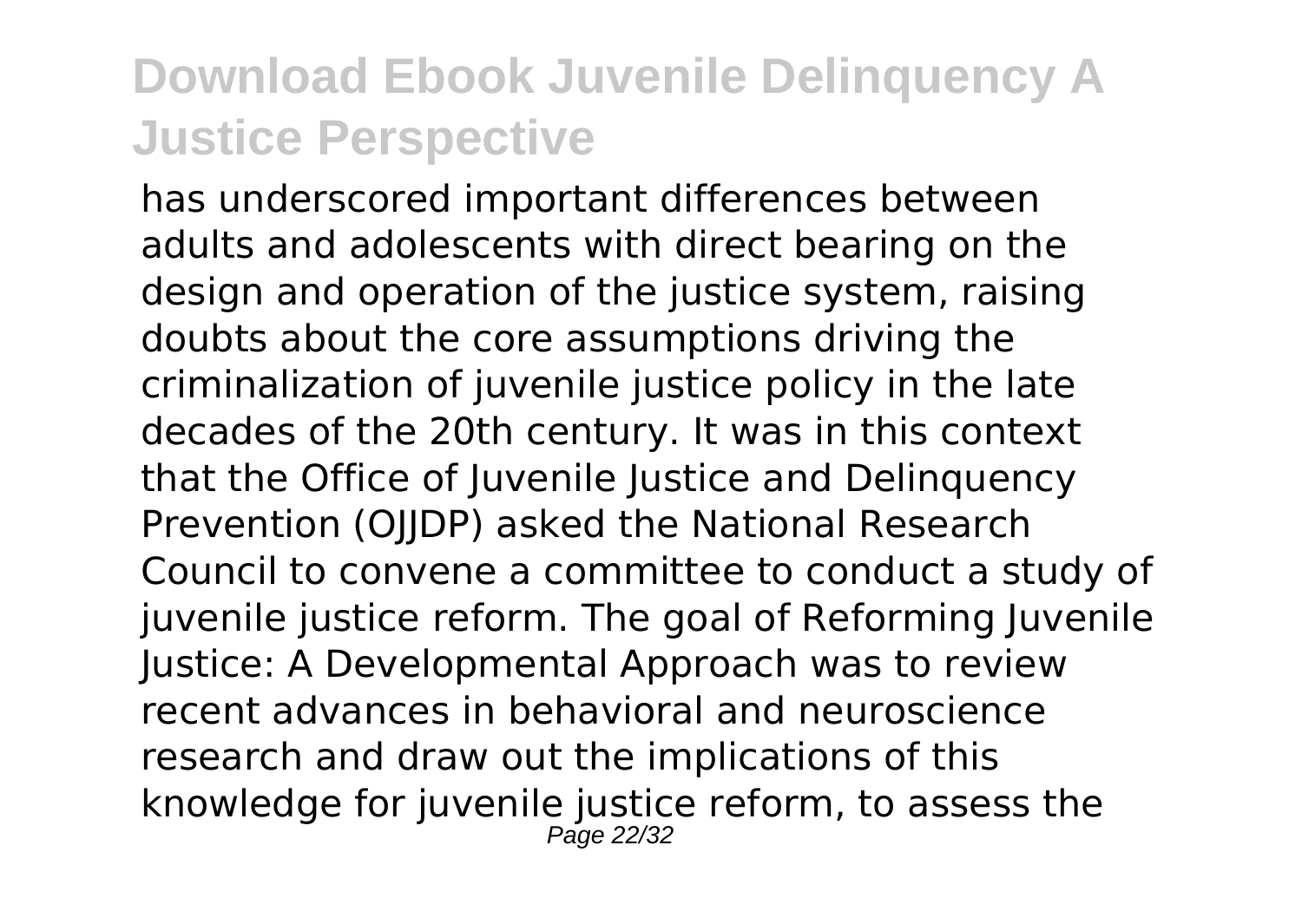has underscored important differences between adults and adolescents with direct bearing on the design and operation of the justice system, raising doubts about the core assumptions driving the criminalization of juvenile justice policy in the late decades of the 20th century. It was in this context that the Office of Juvenile Justice and Delinquency Prevention (OJJDP) asked the National Research Council to convene a committee to conduct a study of juvenile justice reform. The goal of Reforming Juvenile Justice: A Developmental Approach was to review recent advances in behavioral and neuroscience research and draw out the implications of this knowledge for juvenile justice reform, to assess the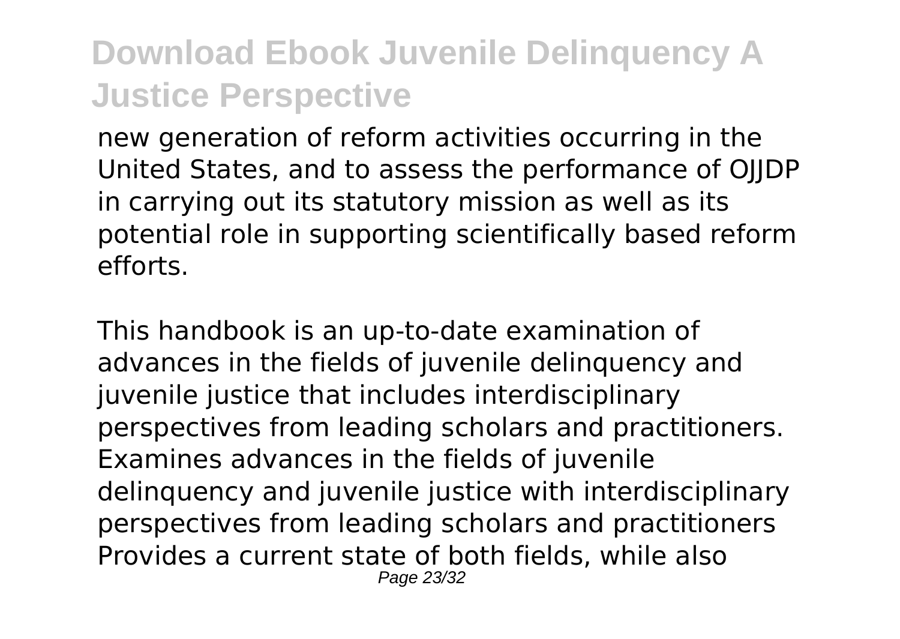new generation of reform activities occurring in the United States, and to assess the performance of OJJDP in carrying out its statutory mission as well as its potential role in supporting scientifically based reform efforts.

This handbook is an up-to-date examination of advances in the fields of juvenile delinquency and juvenile justice that includes interdisciplinary perspectives from leading scholars and practitioners. Examines advances in the fields of juvenile delinquency and juvenile justice with interdisciplinary perspectives from leading scholars and practitioners Provides a current state of both fields, while also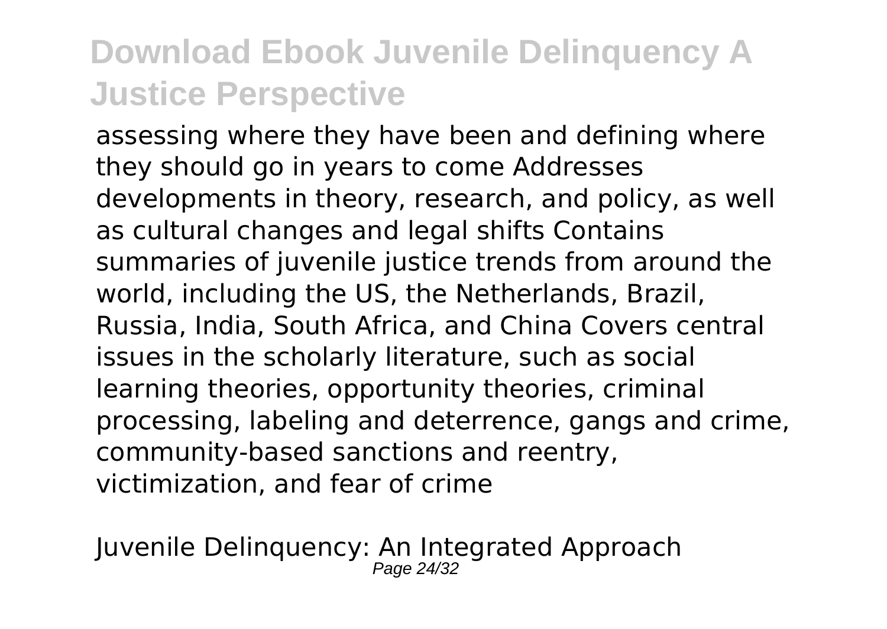assessing where they have been and defining where they should go in years to come Addresses developments in theory, research, and policy, as well as cultural changes and legal shifts Contains summaries of juvenile justice trends from around the world, including the US, the Netherlands, Brazil, Russia, India, South Africa, and China Covers central issues in the scholarly literature, such as social learning theories, opportunity theories, criminal processing, labeling and deterrence, gangs and crime, community-based sanctions and reentry, victimization, and fear of crime

Juvenile Delinquency: An Integrated Approach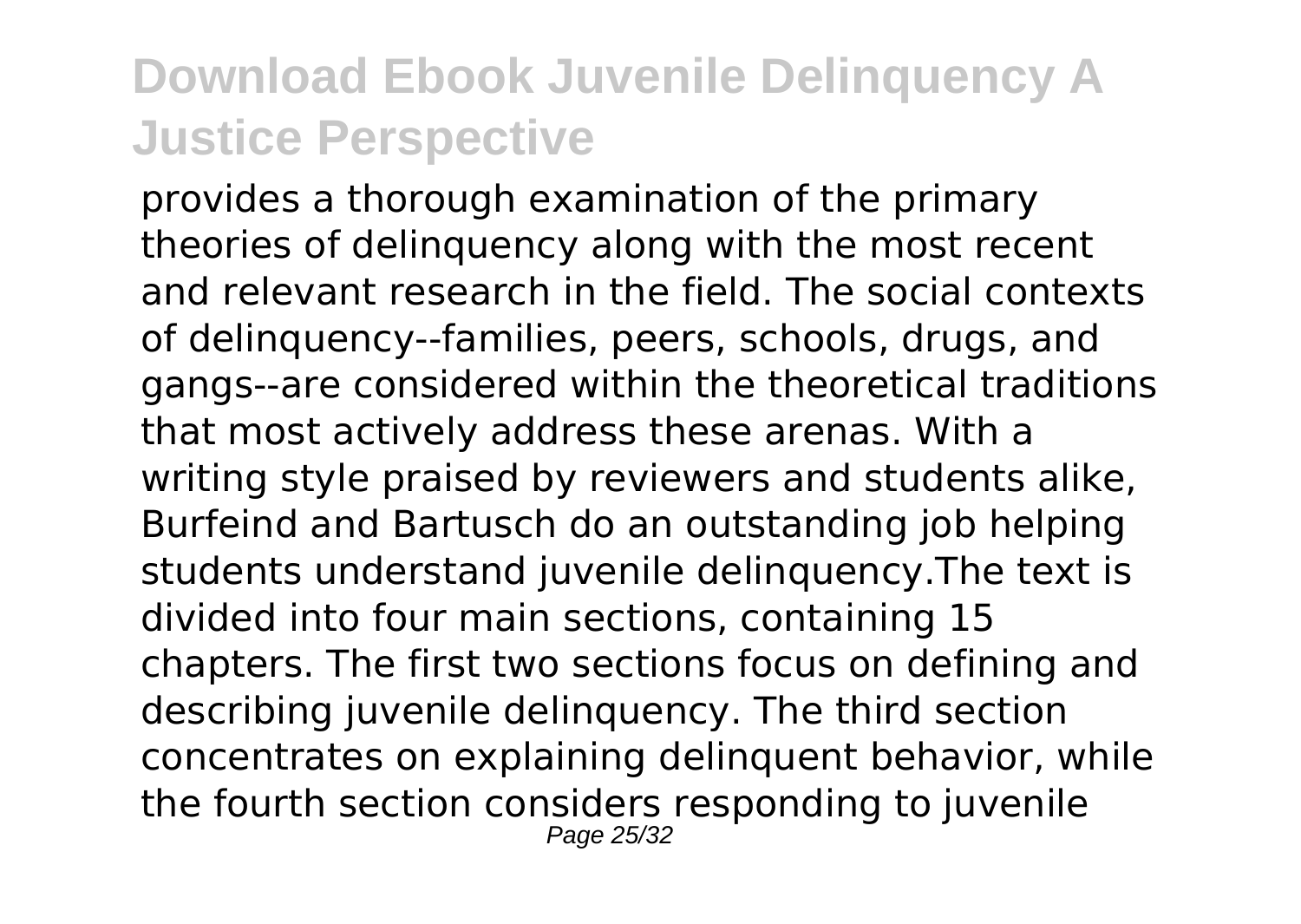provides a thorough examination of the primary theories of delinquency along with the most recent and relevant research in the field. The social contexts of delinquency--families, peers, schools, drugs, and gangs--are considered within the theoretical traditions that most actively address these arenas. With a writing style praised by reviewers and students alike, Burfeind and Bartusch do an outstanding job helping students understand juvenile delinquency.The text is divided into four main sections, containing 15 chapters. The first two sections focus on defining and describing juvenile delinquency. The third section concentrates on explaining delinquent behavior, while the fourth section considers responding to juvenile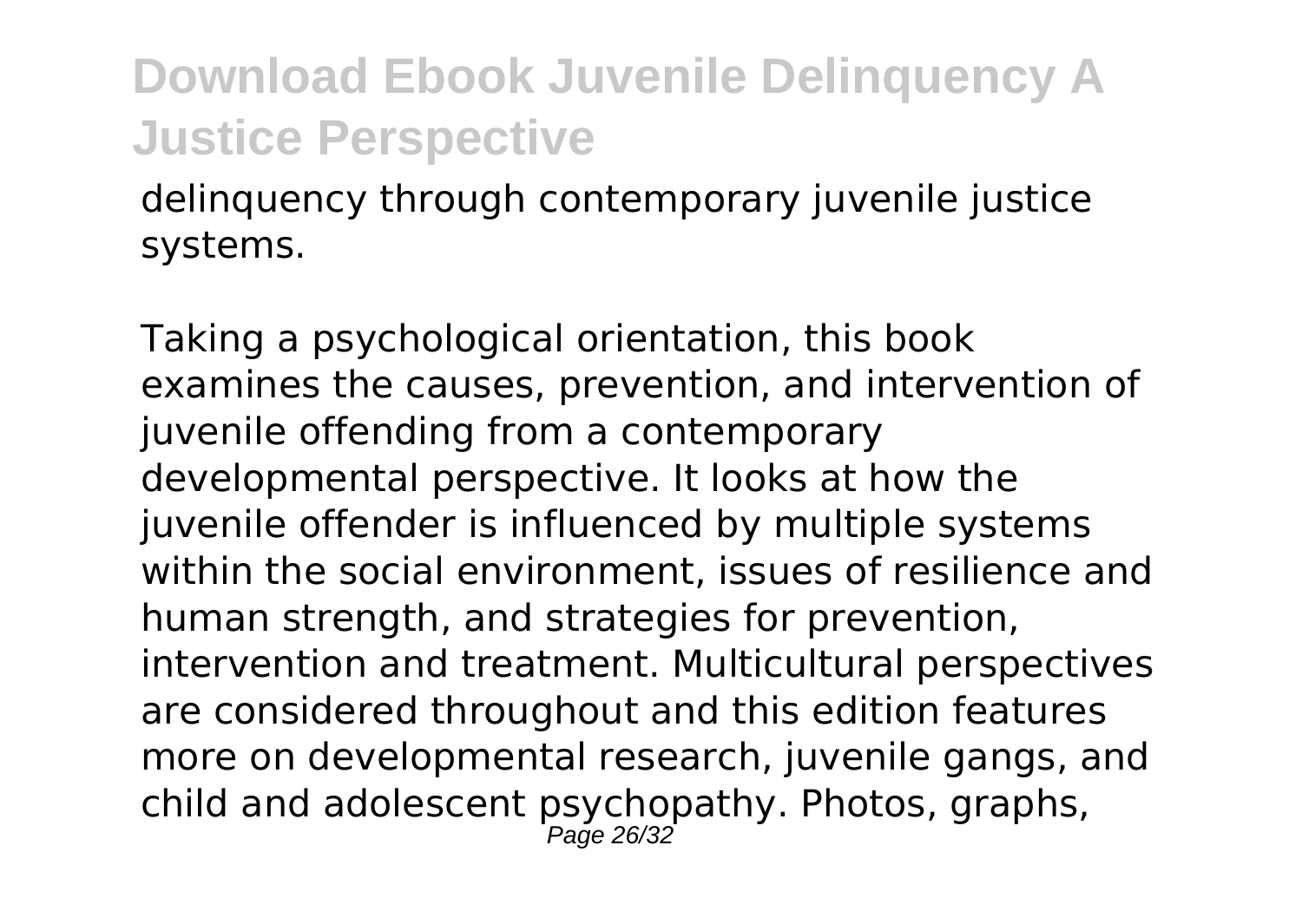delinquency through contemporary juvenile justice systems.

Taking a psychological orientation, this book examines the causes, prevention, and intervention of juvenile offending from a contemporary developmental perspective. It looks at how the juvenile offender is influenced by multiple systems within the social environment, issues of resilience and human strength, and strategies for prevention, intervention and treatment. Multicultural perspectives are considered throughout and this edition features more on developmental research, juvenile gangs, and child and adolescent psychopathy. Photos, graphs,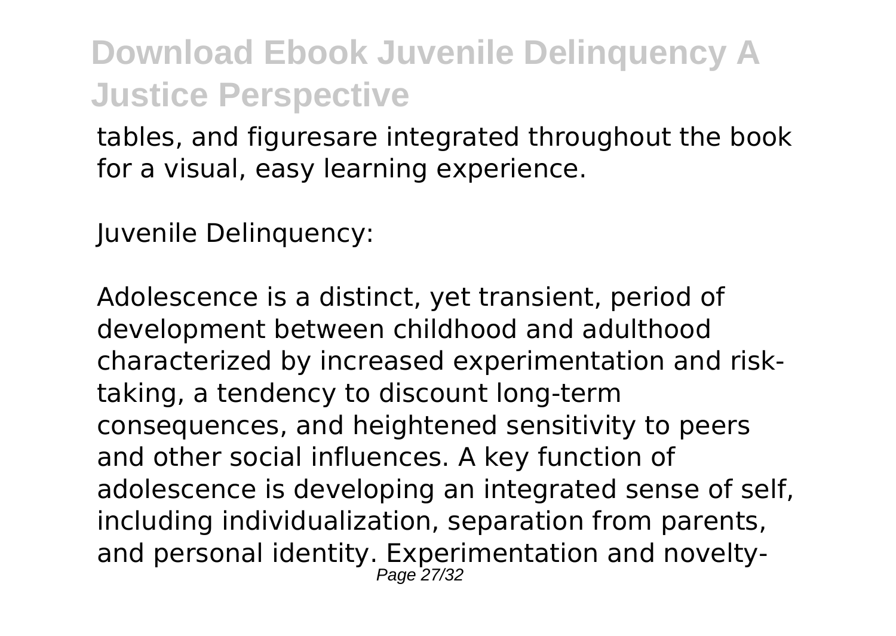tables, and figuresare integrated throughout the book for a visual, easy learning experience.

Juvenile Delinquency:

Adolescence is a distinct, yet transient, period of development between childhood and adulthood characterized by increased experimentation and risk-taking, a tendency to discount long-term consequences, and heightened sensitivity to peers and other social influences. A key function of adolescence is developing an integrated sense of self, including individualization, separation from parents, and personal identity. Experimentation and novelty-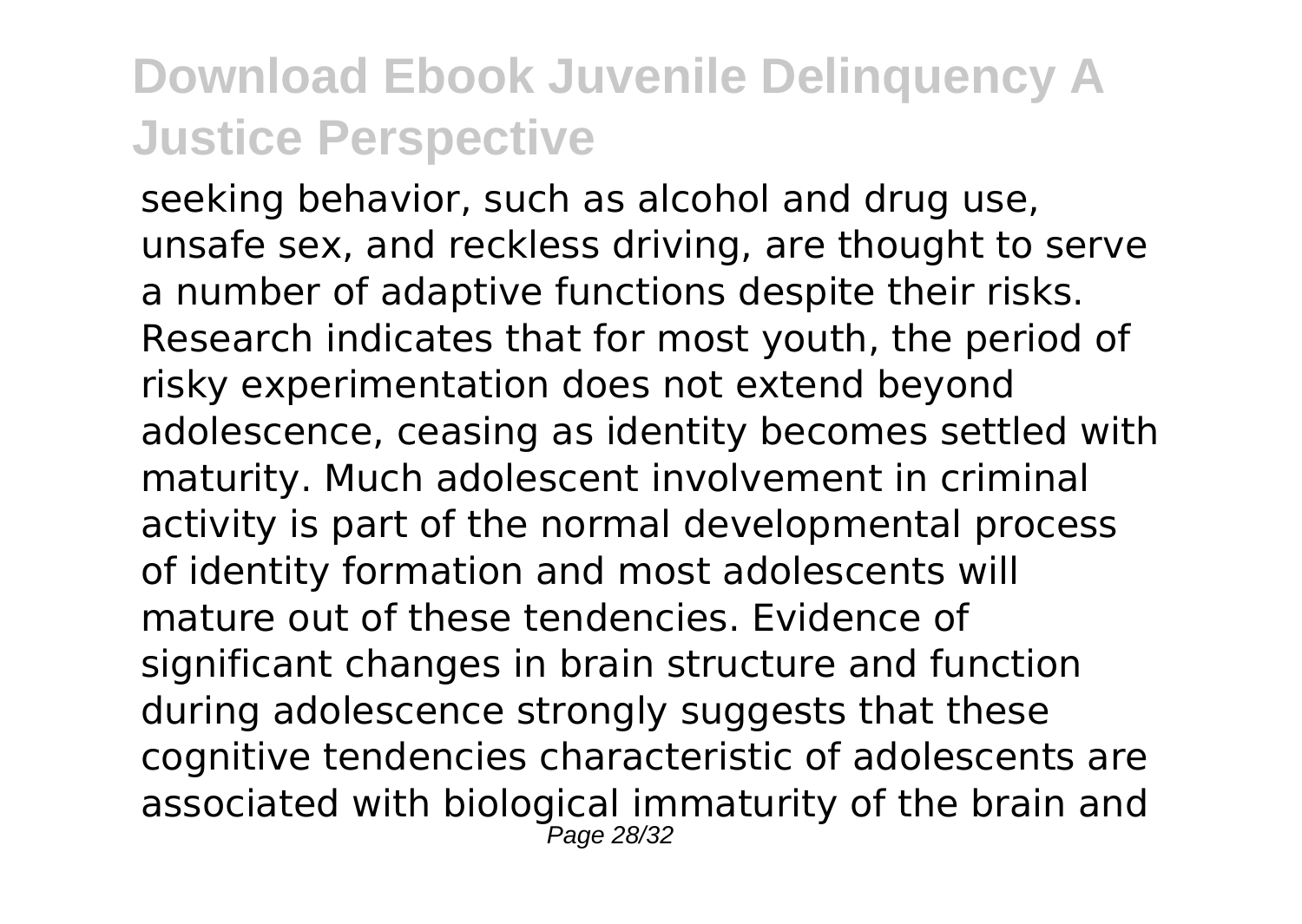seeking behavior, such as alcohol and drug use, unsafe sex, and reckless driving, are thought to serve a number of adaptive functions despite their risks. Research indicates that for most youth, the period of risky experimentation does not extend beyond adolescence, ceasing as identity becomes settled with maturity. Much adolescent involvement in criminal activity is part of the normal developmental process of identity formation and most adolescents will mature out of these tendencies. Evidence of significant changes in brain structure and function during adolescence strongly suggests that these cognitive tendencies characteristic of adolescents are associated with biological immaturity of the brain and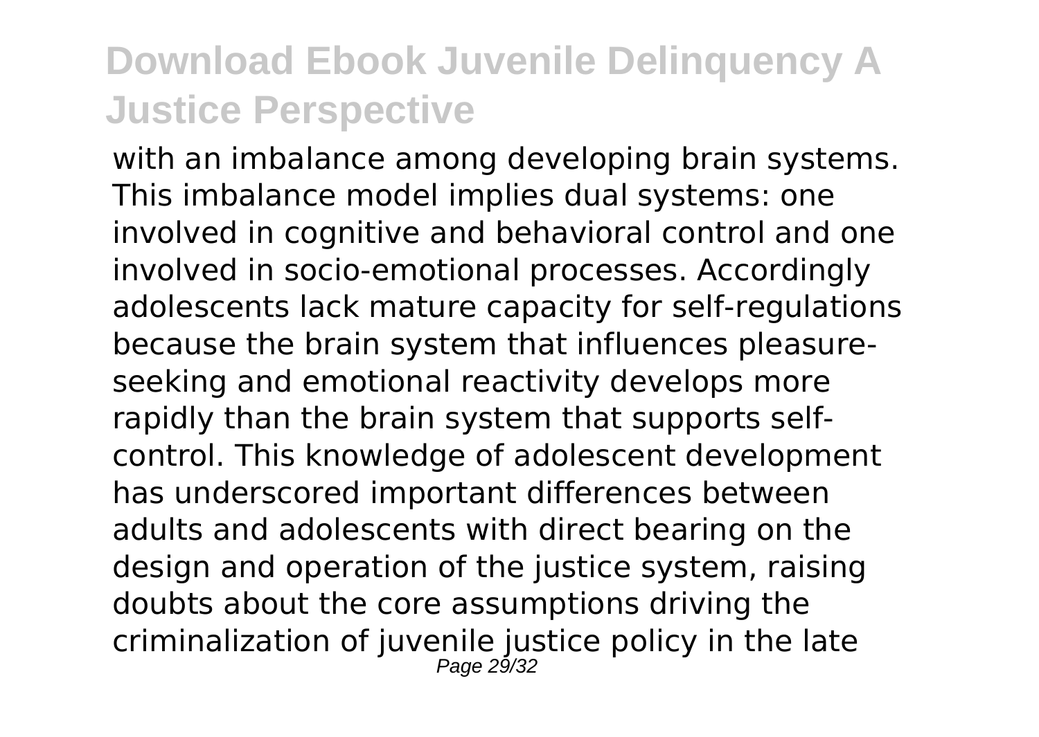with an imbalance among developing brain systems. This imbalance model implies dual systems: one involved in cognitive and behavioral control and one involved in socio-emotional processes. Accordingly adolescents lack mature capacity for self-regulations because the brain system that influences pleasure-seeking and emotional reactivity develops more rapidly than the brain system that supports self-control. This knowledge of adolescent development has underscored important differences between adults and adolescents with direct bearing on the design and operation of the justice system, raising doubts about the core assumptions driving the criminalization of juvenile justice policy in the late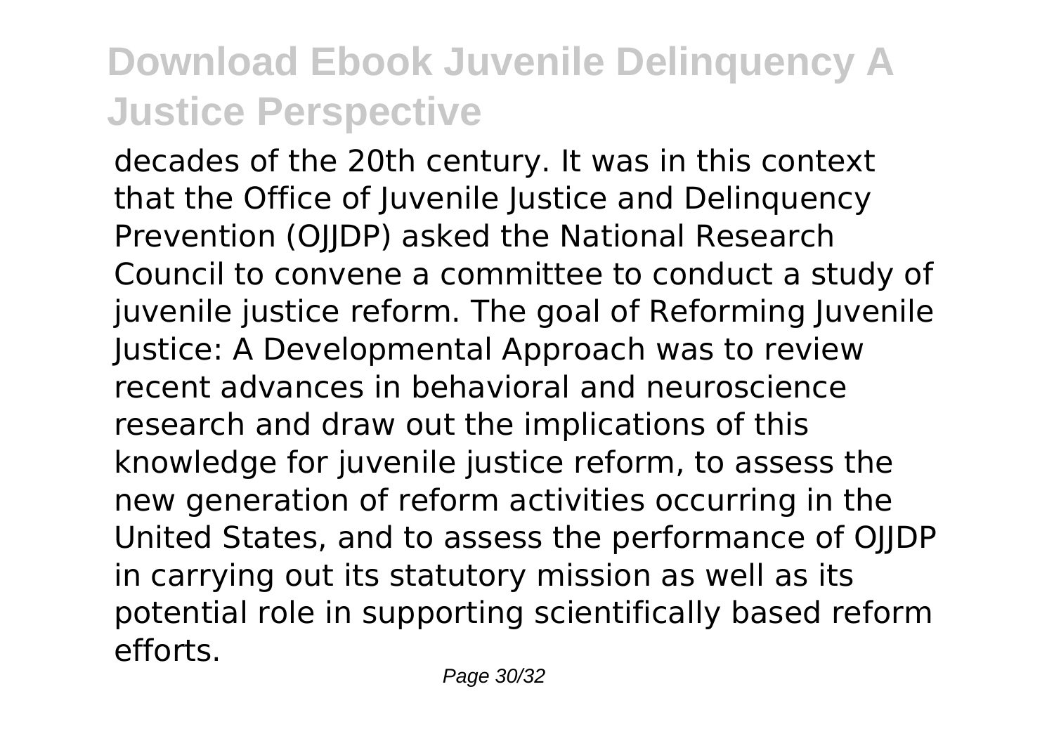decades of the 20th century. It was in this context that the Office of Juvenile Justice and Delinquency Prevention (OJJDP) asked the National Research Council to convene a committee to conduct a study of juvenile justice reform. The goal of Reforming Juvenile Justice: A Developmental Approach was to review recent advances in behavioral and neuroscience research and draw out the implications of this knowledge for juvenile justice reform, to assess the new generation of reform activities occurring in the United States, and to assess the performance of OJJDP in carrying out its statutory mission as well as its potential role in supporting scientifically based reform efforts.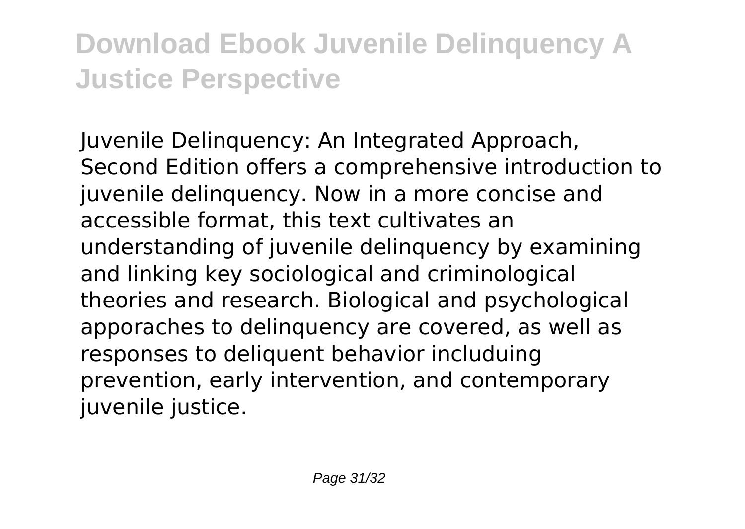Juvenile Delinquency: An Integrated Approach, Second Edition offers a comprehensive introduction to juvenile delinquency. Now in a more concise and accessible format, this text cultivates an understanding of juvenile delinquency by examining and linking key sociological and criminological theories and research. Biological and psychological apporaches to delinquency are covered, as well as responses to deliquent behavior includuing prevention, early intervention, and contemporary juvenile justice.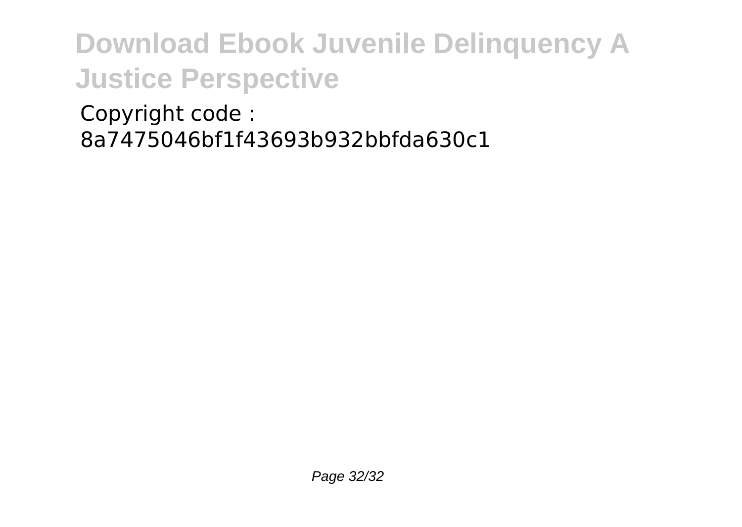Copyright code : 8a7475046bf1f43693b932bbfda630c1